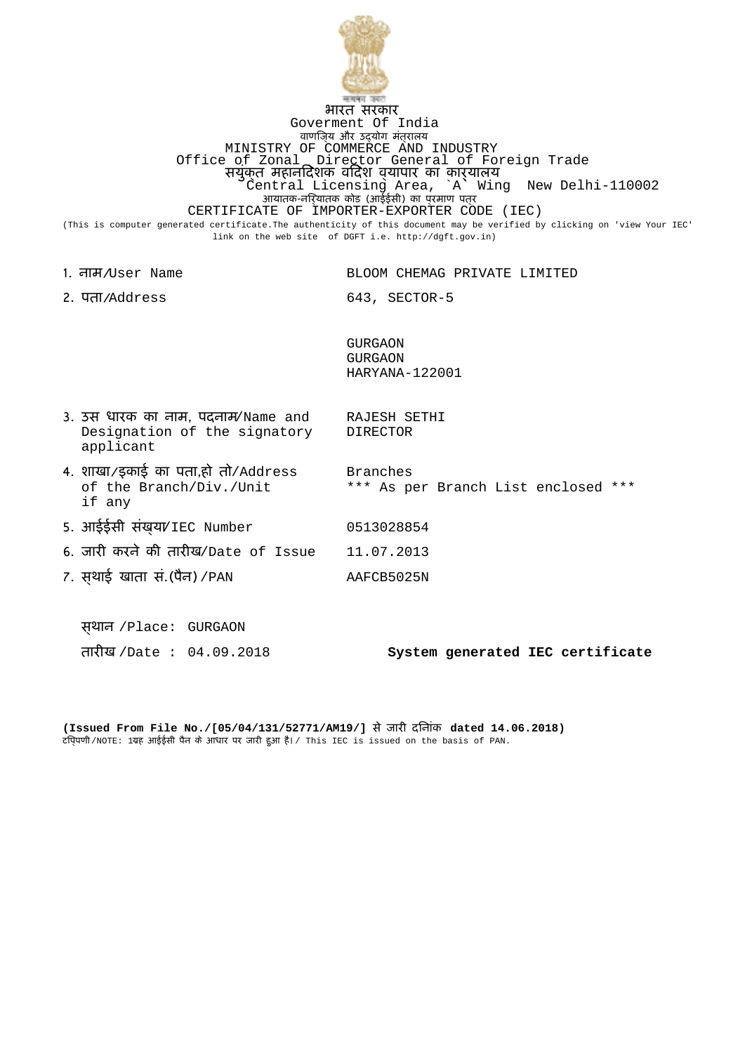सत्यमेव जयते

भारत सरकार
Goverment Of India
वाणिज्य और उद्योग मंत्रालय
MINISTRY OF COMMERCE AND INDUSTRY
Office of Zonal Director General of Foreign Trade
संयुक्त महानिदेशक विदेश व्यापार का कार्यालय
Central Licensing Area, `A` Wing New Delhi-110002
आयातक-निर्यातक कोड (आईईसी) का प्रमाण पत्र
CERTIFICATE OF IMPORTER-EXPORTER CODE (IEC)

(This is computer generated certificate.The authenticity of this document may be verified by clicking on 'view Your IEC' link on the web site of DGFT i.e. http://dgft.gov.in)

| | |
|---|---|
| 1. नाम/User Name | BLOOM CHEMAG PRIVATE LIMITED |
| 2. पता/Address | 643, SECTOR-5<br><br>GURGAON<br>GURGAON<br>HARYANA-122001 |
| 3. उस धारक का नाम, पदनाम/Name and Designation of the signatory applicant | RAJESH SETHI<br>DIRECTOR |
| 4. शाखा/इकाई का पता,हो तो/Address of the Branch/Div./Unit if any | Branches<br>*** As per Branch List enclosed *** |
| 5. आईईसी संख्या/IEC Number | 0513028854 |
| 6. जारी करने की तारीख/Date of Issue | 11.07.2013 |
| 7. स्थाई खाता सं.(पैन)/PAN | AAFCB5025N |

स्थान /Place: GURGAON

तारीख /Date : 04.09.2018 **System generated IEC certificate**

**(Issued From File No./[05/04/131/52771/AM19/]** से जारी दिनांक **dated 14.06.2018)**

टिप्पणी/NOTE: 1यह आईईसी पैन के आधार पर जारी हुआ है।/ This IEC is issued on the basis of PAN.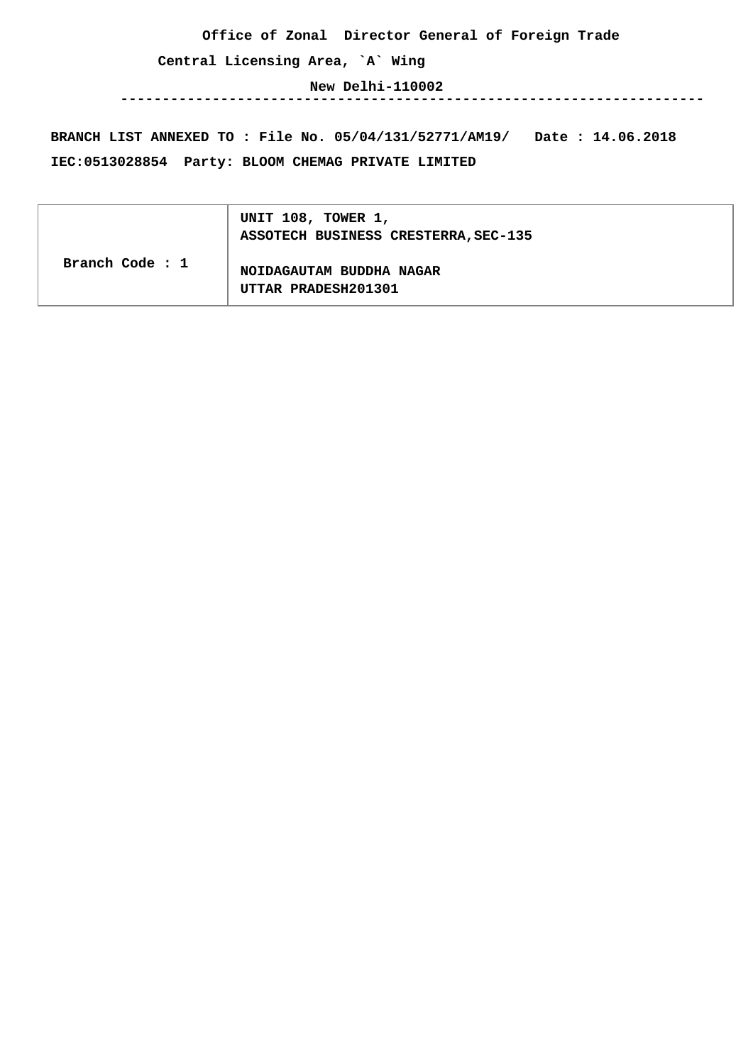**Office of Zonal Director General of Foreign Trade**

**Central Licensing Area, `A` Wing**

**New Delhi-110002**

---

**BRANCH LIST ANNEXED TO : File No. 05/04/131/52771/AM19/ Date : 14.06.2018**

**IEC:0513028854 Party: BLOOM CHEMAG PRIVATE LIMITED**

| | |
|---|---|
| **Branch Code : 1** | **UNIT 108, TOWER 1,**<br>**ASSOTECH BUSINESS CRESTERRA,SEC-135**<br><br>**NOIDAGAUTAM BUDDHA NAGAR**<br>**UTTAR PRADESH201301** |